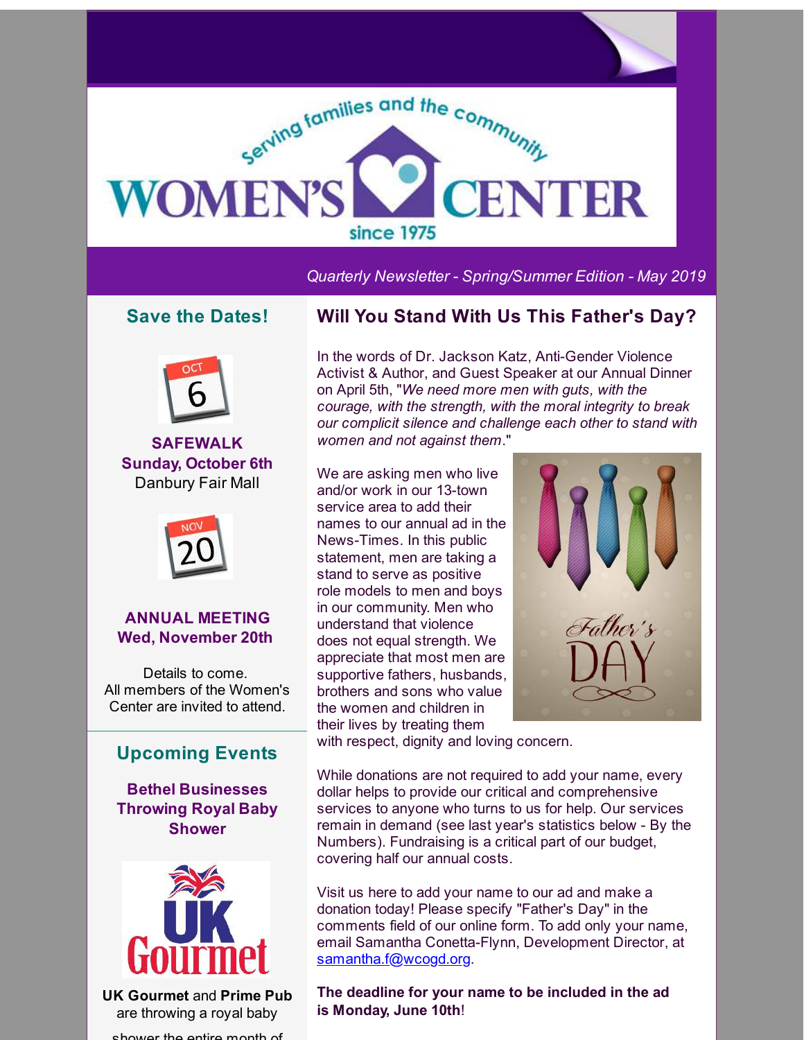Serving families and the community

# WOMEN'S CENTER

since 1975

*Quarterly Newsletter - Spring/Summer Edition - May 2019*

## Save the Dates!

OCT 6

**SAFEWALK**
**Sunday, October 6th**
Danbury Fair Mall

NOV 20

**ANNUAL MEETING**
**Wed, November 20th**

Details to come.
All members of the Women's Center are invited to attend.

## Upcoming Events

**Bethel Businesses Throwing Royal Baby Shower**

UK Gourmet

**UK Gourmet** and **Prime Pub** are throwing a royal baby shower the entire month of

## Will You Stand With Us This Father's Day?

In the words of Dr. Jackson Katz, Anti-Gender Violence Activist & Author, and Guest Speaker at our Annual Dinner on April 5th, "*We need more men with guts, with the courage, with the strength, with the moral integrity to break our complicit silence and challenge each other to stand with women and not against them*."

We are asking men who live and/or work in our 13-town service area to add their names to our annual ad in the News-Times. In this public statement, men are taking a stand to serve as positive role models to men and boys in our community. Men who understand that violence does not equal strength. We appreciate that most men are supportive fathers, husbands, brothers and sons who value the women and children in their lives by treating them with respect, dignity and loving concern.

Father's DAY

While donations are not required to add your name, every dollar helps to provide our critical and comprehensive services to anyone who turns to us for help. Our services remain in demand (see last year's statistics below - By the Numbers). Fundraising is a critical part of our budget, covering half our annual costs.

Visit us here to add your name to our ad and make a donation today! Please specify "Father's Day" in the comments field of our online form. To add only your name, email Samantha Conetta-Flynn, Development Director, at samantha.f@wcogd.org.

**The deadline for your name to be included in the ad is Monday, June 10th**!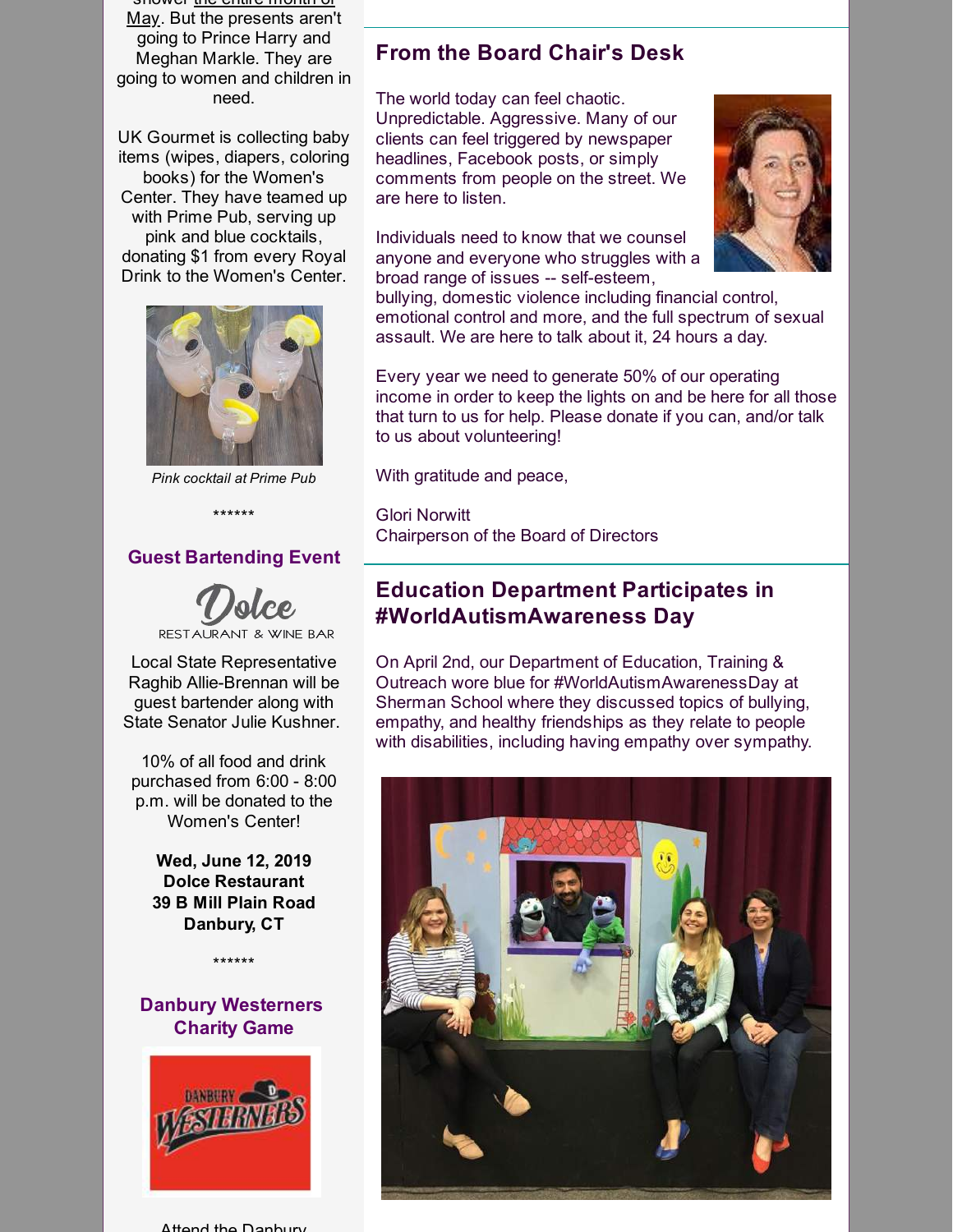May. But the presents aren't going to Prince Harry and Meghan Markle. They are going to women and children in need.

UK Gourmet is collecting baby items (wipes, diapers, coloring books) for the Women's Center. They have teamed up with Prime Pub, serving up pink and blue cocktails, donating $1 from every Royal Drink to the Women's Center.

*Pink cocktail at Prime Pub*

******

### Guest Bartending Event

Dolce
RESTAURANT & WINE BAR

Local State Representative Raghib Allie-Brennan will be guest bartender along with State Senator Julie Kushner.

10% of all food and drink purchased from 6:00 - 8:00 p.m. will be donated to the Women's Center!

**Wed, June 12, 2019**
**Dolce Restaurant**
**39 B Mill Plain Road**
**Danbury, CT**

******

### Danbury Westerners Charity Game

Attend the Danbury

## From the Board Chair's Desk

The world today can feel chaotic. Unpredictable. Aggressive. Many of our clients can feel triggered by newspaper headlines, Facebook posts, or simply comments from people on the street. We are here to listen.

Individuals need to know that we counsel anyone and everyone who struggles with a broad range of issues -- self-esteem, bullying, domestic violence including financial control, emotional control and more, and the full spectrum of sexual assault. We are here to talk about it, 24 hours a day.

Every year we need to generate 50% of our operating income in order to keep the lights on and be here for all those that turn to us for help. Please donate if you can, and/or talk to us about volunteering!

With gratitude and peace,

Glori Norwitt
Chairperson of the Board of Directors

## Education Department Participates in #WorldAutismAwareness Day

On April 2nd, our Department of Education, Training & Outreach wore blue for #WorldAutismAwarenessDay at Sherman School where they discussed topics of bullying, empathy, and healthy friendships as they relate to people with disabilities, including having empathy over sympathy.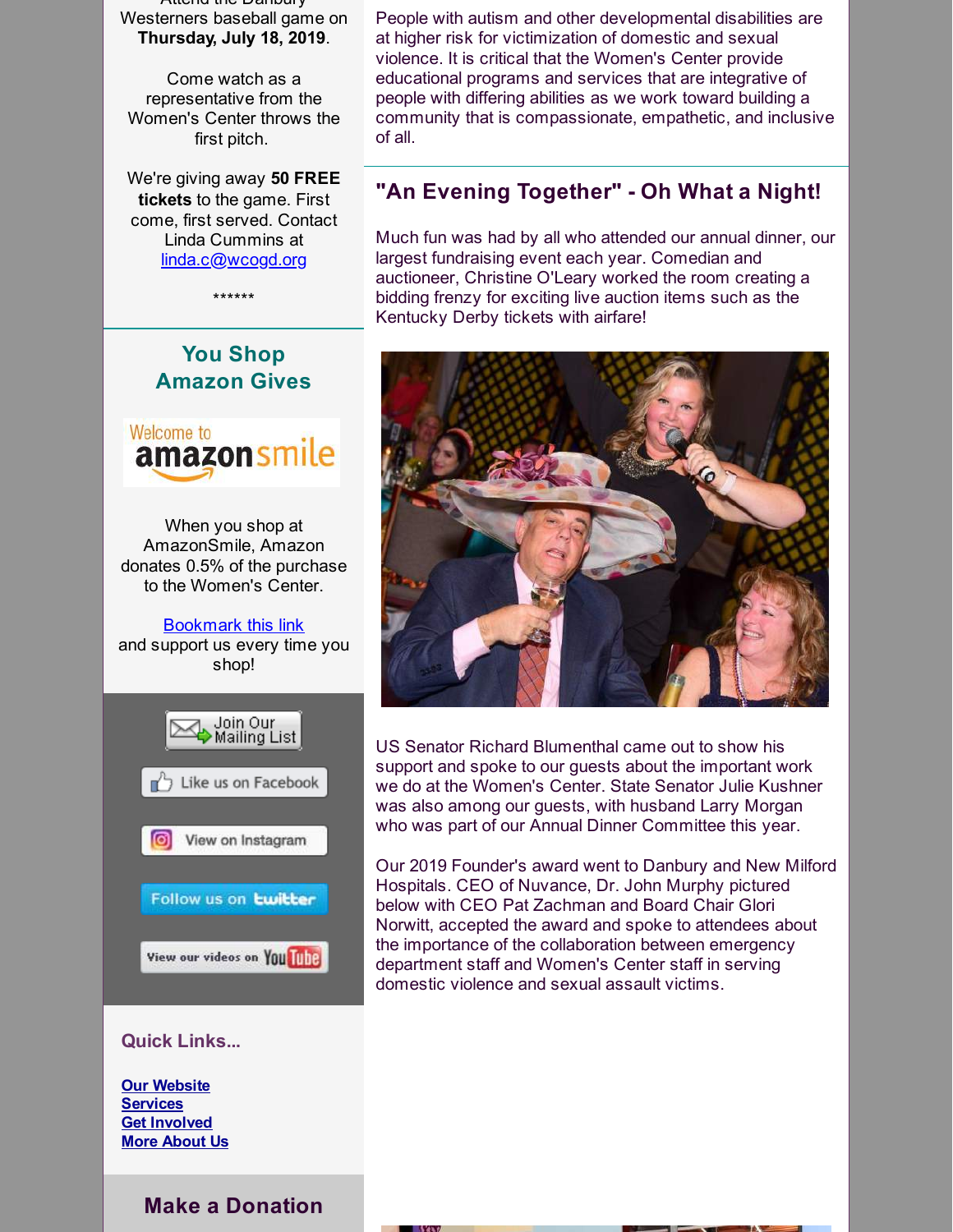Attend the Danbury Westerners baseball game on **Thursday, July 18, 2019**.

Come watch as a representative from the Women's Center throws the first pitch.

We're giving away **50 FREE tickets** to the game. First come, first served. Contact Linda Cummins at linda.c@wcogd.org

******

## You Shop Amazon Gives

When you shop at AmazonSmile, Amazon donates 0.5% of the purchase to the Women's Center.

Bookmark this link and support us every time you shop!

Join Our Mailing List

Like us on Facebook

View on Instagram

Follow us on twitter

View our videos on YouTube

### Quick Links...

**Our Website**
**Services**
**Get Involved**
**More About Us**

## Make a Donation

People with autism and other developmental disabilities are at higher risk for victimization of domestic and sexual violence. It is critical that the Women's Center provide educational programs and services that are integrative of people with differing abilities as we work toward building a community that is compassionate, empathetic, and inclusive of all.

## "An Evening Together" - Oh What a Night!

Much fun was had by all who attended our annual dinner, our largest fundraising event each year. Comedian and auctioneer, Christine O'Leary worked the room creating a bidding frenzy for exciting live auction items such as the Kentucky Derby tickets with airfare!

US Senator Richard Blumenthal came out to show his support and spoke to our guests about the important work we do at the Women's Center. State Senator Julie Kushner was also among our guests, with husband Larry Morgan who was part of our Annual Dinner Committee this year.

Our 2019 Founder's award went to Danbury and New Milford Hospitals. CEO of Nuvance, Dr. John Murphy pictured below with CEO Pat Zachman and Board Chair Glori Norwitt, accepted the award and spoke to attendees about the importance of the collaboration between emergency department staff and Women's Center staff in serving domestic violence and sexual assault victims.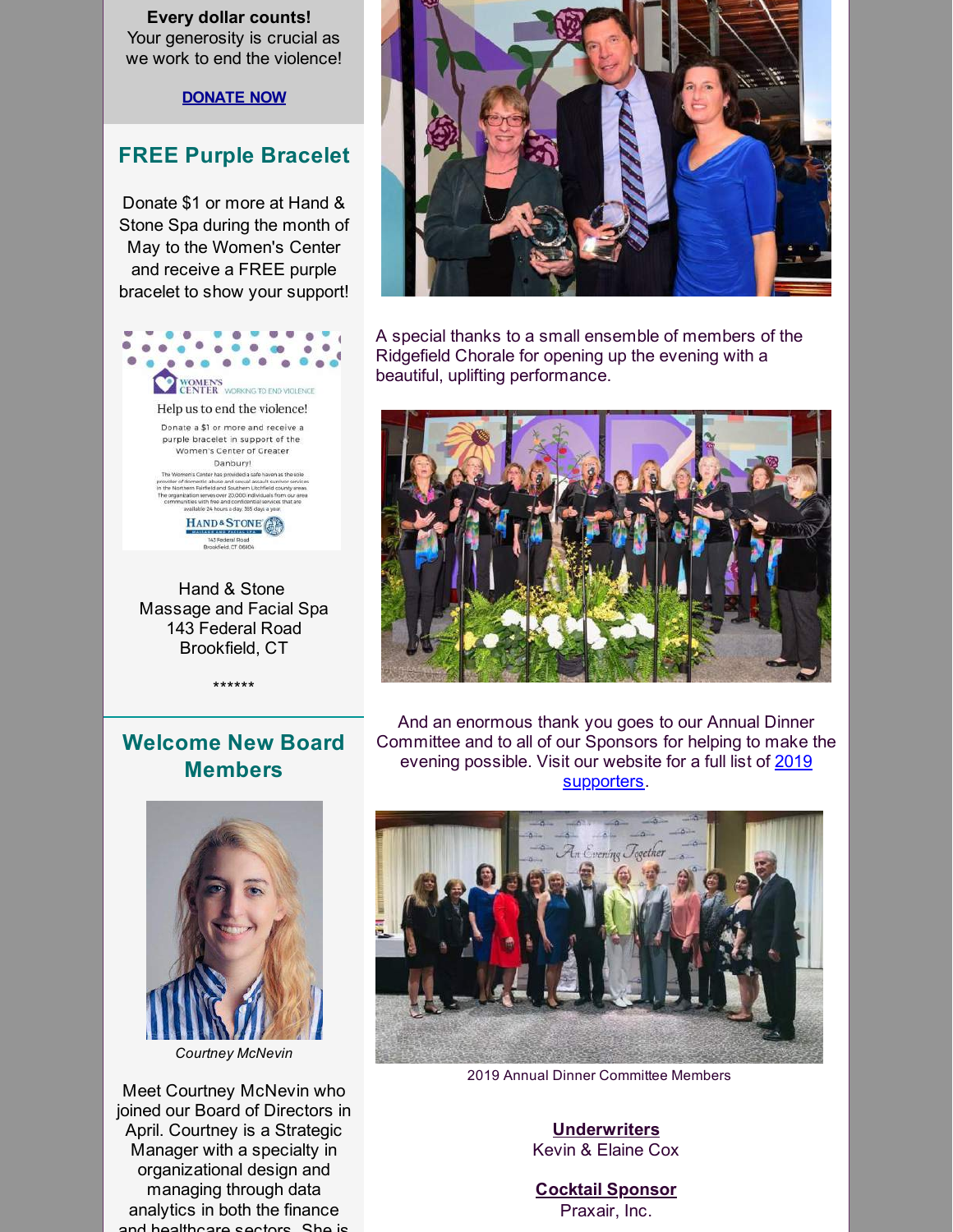**Every dollar counts!**
Your generosity is crucial as we work to end the violence!

**DONATE NOW**

## FREE Purple Bracelet

Donate $1 or more at Hand & Stone Spa during the month of May to the Women's Center and receive a FREE purple bracelet to show your support!

Hand & Stone
Massage and Facial Spa
143 Federal Road
Brookfield, CT

******

## Welcome New Board Members

*Courtney McNevin*

Meet Courtney McNevin who joined our Board of Directors in April. Courtney is a Strategic Manager with a specialty in organizational design and managing through data analytics in both the finance and healthcare sectors. She is

A special thanks to a small ensemble of members of the Ridgefield Chorale for opening up the evening with a beautiful, uplifting performance.

And an enormous thank you goes to our Annual Dinner Committee and to all of our Sponsors for helping to make the evening possible. Visit our website for a full list of 2019 supporters.

2019 Annual Dinner Committee Members

**Underwriters**
Kevin & Elaine Cox

**Cocktail Sponsor**
Praxair, Inc.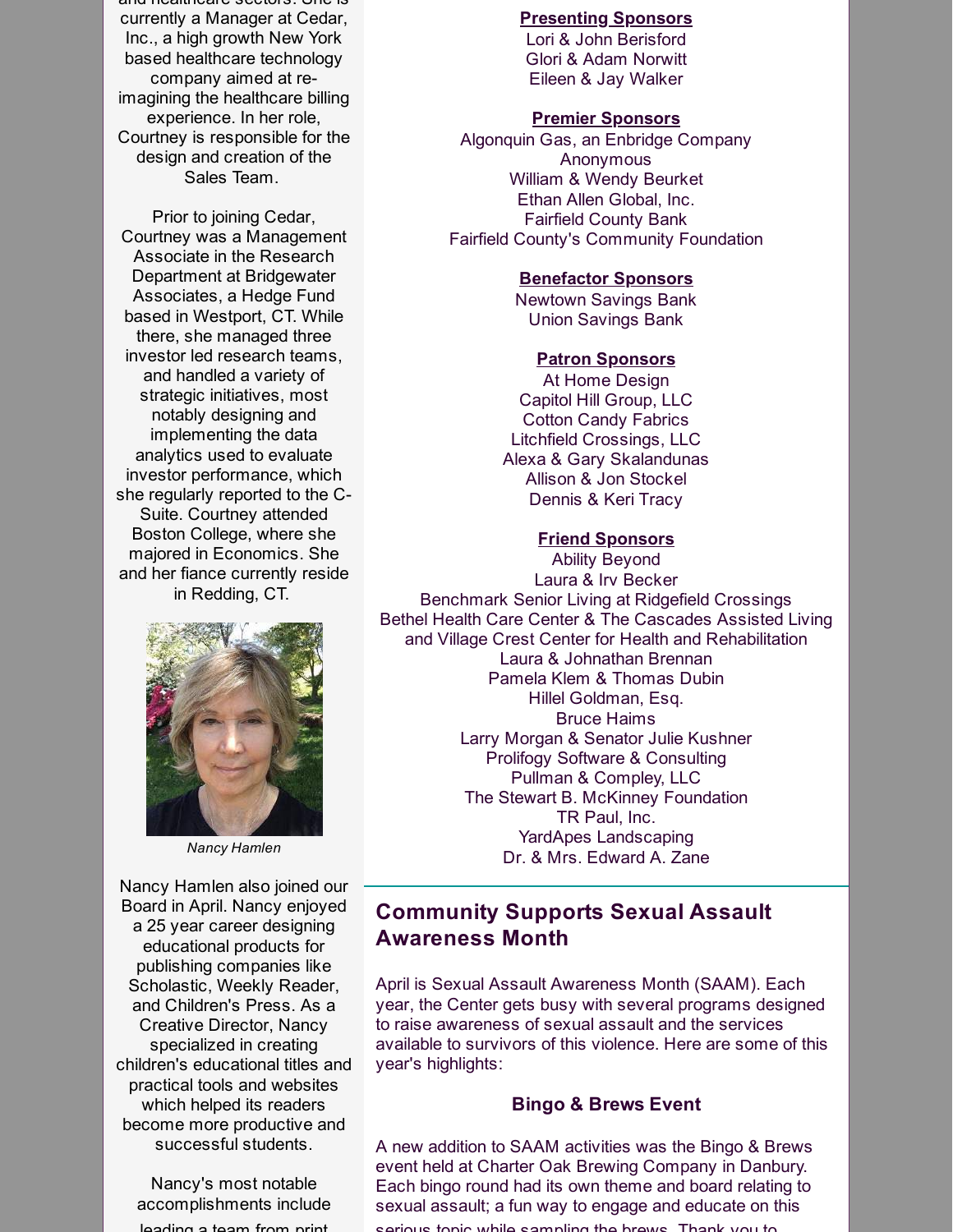currently a Manager at Cedar, Inc., a high growth New York based healthcare technology company aimed at re-imagining the healthcare billing experience. In her role, Courtney is responsible for the design and creation of the Sales Team.

Prior to joining Cedar, Courtney was a Management Associate in the Research Department at Bridgewater Associates, a Hedge Fund based in Westport, CT. While there, she managed three investor led research teams, and handled a variety of strategic initiatives, most notably designing and implementing the data analytics used to evaluate investor performance, which she regularly reported to the C-Suite. Courtney attended Boston College, where she majored in Economics. She and her fiance currently reside in Redding, CT.

*Nancy Hamlen*

Nancy Hamlen also joined our Board in April. Nancy enjoyed a 25 year career designing educational products for publishing companies like Scholastic, Weekly Reader, and Children's Press. As a Creative Director, Nancy specialized in creating children's educational titles and practical tools and websites which helped its readers become more productive and successful students.

Nancy's most notable accomplishments include

**Presenting Sponsors**

Lori & John Berisford
Glori & Adam Norwitt
Eileen & Jay Walker

**Premier Sponsors**

Algonquin Gas, an Enbridge Company
Anonymous
William & Wendy Beurket
Ethan Allen Global, Inc.
Fairfield County Bank
Fairfield County's Community Foundation

**Benefactor Sponsors**

Newtown Savings Bank
Union Savings Bank

**Patron Sponsors**

At Home Design
Capitol Hill Group, LLC
Cotton Candy Fabrics
Litchfield Crossings, LLC
Alexa & Gary Skalandunas
Allison & Jon Stockel
Dennis & Keri Tracy

**Friend Sponsors**

Ability Beyond
Laura & Irv Becker
Benchmark Senior Living at Ridgefield Crossings
Bethel Health Care Center & The Cascades Assisted Living and Village Crest Center for Health and Rehabilitation
Laura & Johnathan Brennan
Pamela Klem & Thomas Dubin
Hillel Goldman, Esq.
Bruce Haims
Larry Morgan & Senator Julie Kushner
Prolifogy Software & Consulting
Pullman & Compley, LLC
The Stewart B. McKinney Foundation
TR Paul, Inc.
YardApes Landscaping
Dr. & Mrs. Edward A. Zane

## Community Supports Sexual Assault Awareness Month

April is Sexual Assault Awareness Month (SAAM). Each year, the Center gets busy with several programs designed to raise awareness of sexual assault and the services available to survivors of this violence. Here are some of this year's highlights:

### Bingo & Brews Event

A new addition to SAAM activities was the Bingo & Brews event held at Charter Oak Brewing Company in Danbury. Each bingo round had its own theme and board relating to sexual assault; a fun way to engage and educate on this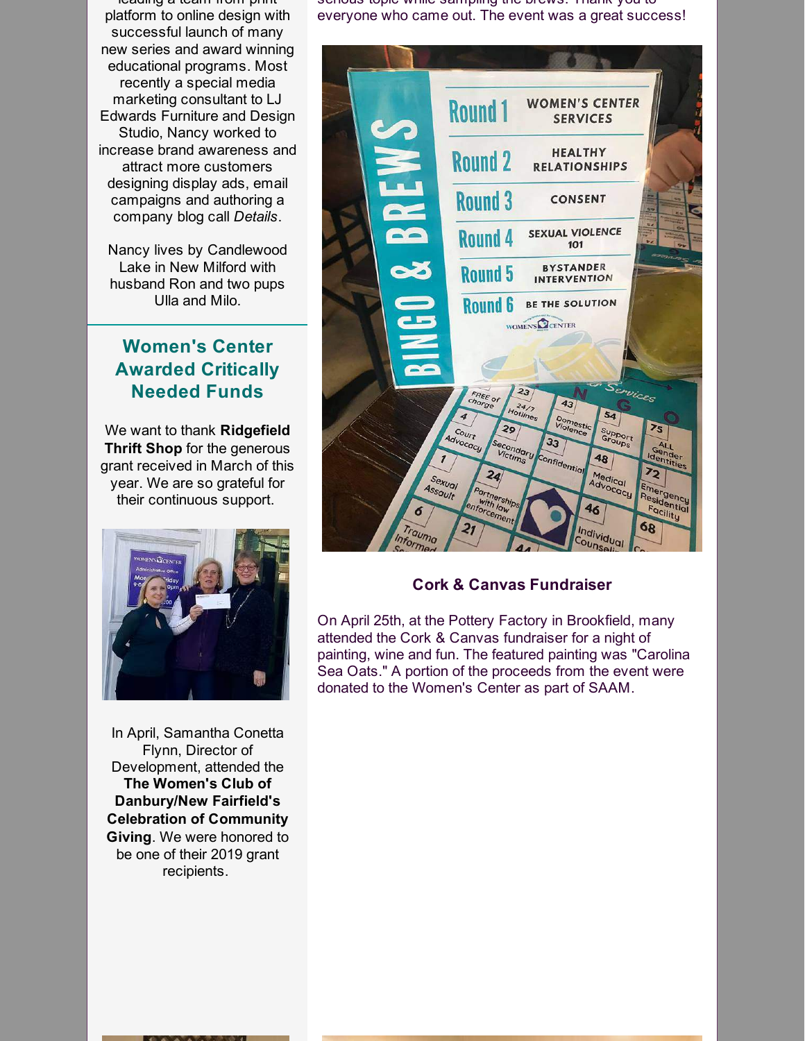leading a team from print platform to online design with successful launch of many new series and award winning educational programs. Most recently a special media marketing consultant to LJ Edwards Furniture and Design Studio, Nancy worked to increase brand awareness and attract more customers designing display ads, email campaigns and authoring a company blog call *Details*.

Nancy lives by Candlewood Lake in New Milford with husband Ron and two pups Ulla and Milo.

## Women's Center Awarded Critically Needed Funds

We want to thank **Ridgefield Thrift Shop** for the generous grant received in March of this year. We are so grateful for their continuous support.

In April, Samantha Conetta Flynn, Director of Development, attended the **The Women's Club of Danbury/New Fairfield's Celebration of Community Giving**. We were honored to be one of their 2019 grant recipients.

serious topic while sampling the brews. Thank you to everyone who came out. The event was a great success!

### Cork & Canvas Fundraiser

On April 25th, at the Pottery Factory in Brookfield, many attended the Cork & Canvas fundraiser for a night of painting, wine and fun. The featured painting was "Carolina Sea Oats." A portion of the proceeds from the event were donated to the Women's Center as part of SAAM.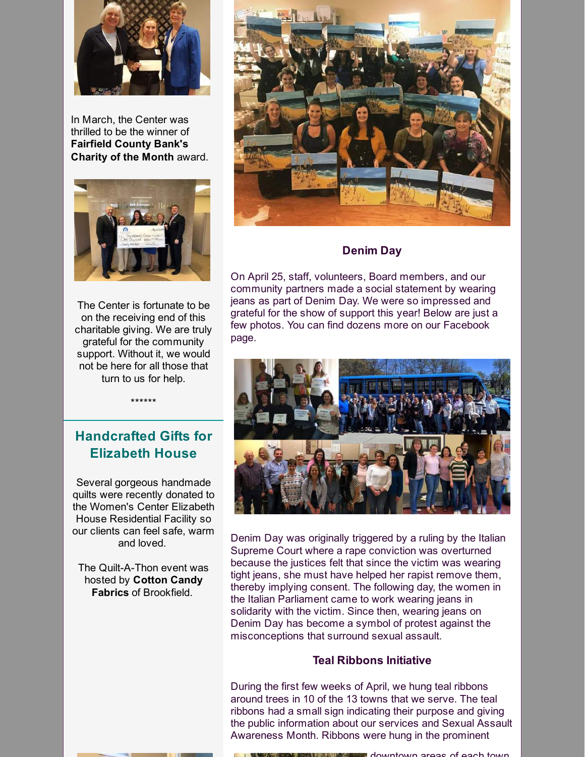In March, the Center was thrilled to be the winner of **Fairfield County Bank's Charity of the Month** award.

The Center is fortunate to be on the receiving end of this charitable giving. We are truly grateful for the community support. Without it, we would not be here for all those that turn to us for help.

******

## Handcrafted Gifts for Elizabeth House

Several gorgeous handmade quilts were recently donated to the Women's Center Elizabeth House Residential Facility so our clients can feel safe, warm and loved.

The Quilt-A-Thon event was hosted by **Cotton Candy Fabrics** of Brookfield.

### Denim Day

On April 25, staff, volunteers, Board members, and our community partners made a social statement by wearing jeans as part of Denim Day. We were so impressed and grateful for the show of support this year! Below are just a few photos. You can find dozens more on our Facebook page.

Denim Day was originally triggered by a ruling by the Italian Supreme Court where a rape conviction was overturned because the justices felt that since the victim was wearing tight jeans, she must have helped her rapist remove them, thereby implying consent. The following day, the women in the Italian Parliament came to work wearing jeans in solidarity with the victim. Since then, wearing jeans on Denim Day has become a symbol of protest against the misconceptions that surround sexual assault.

### Teal Ribbons Initiative

During the first few weeks of April, we hung teal ribbons around trees in 10 of the 13 towns that we serve. The teal ribbons had a small sign indicating their purpose and giving the public information about our services and Sexual Assault Awareness Month. Ribbons were hung in the prominent downtown areas of each town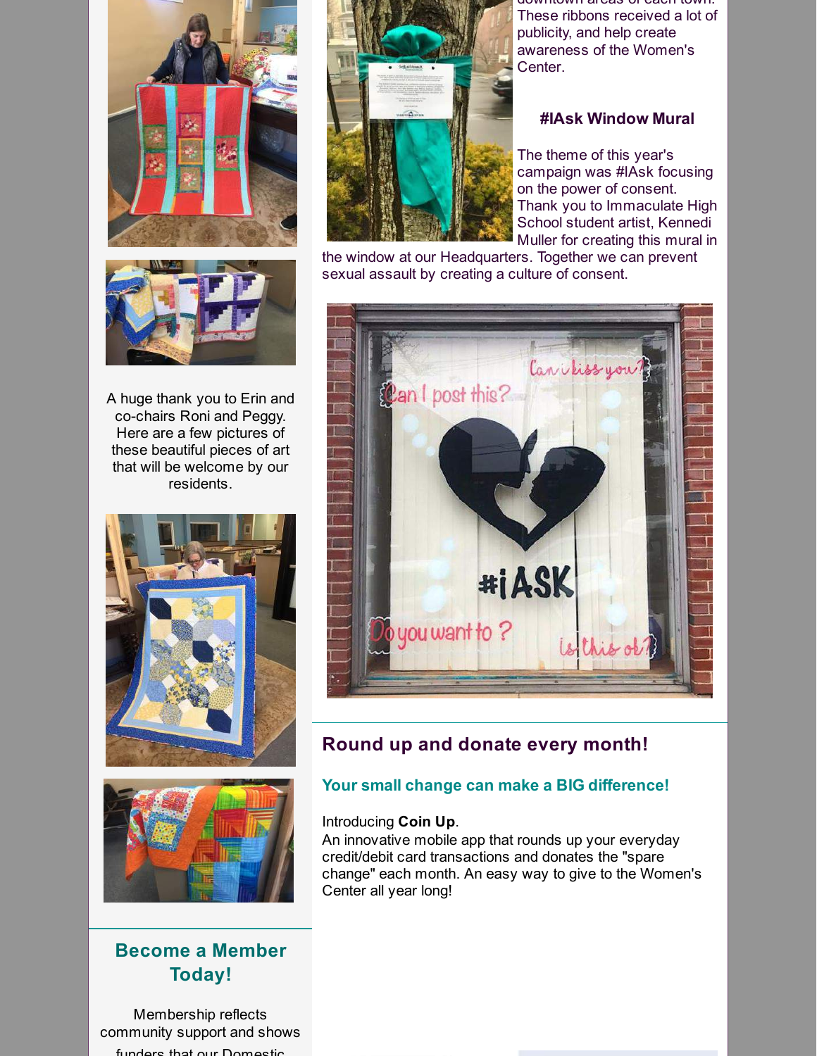A huge thank you to Erin and co-chairs Roni and Peggy. Here are a few pictures of these beautiful pieces of art that will be welcome by our residents.

## Become a Member Today!

Membership reflects community support and shows funders that our Domestic

downtown areas of each town. These ribbons received a lot of publicity, and help create awareness of the Women's Center.

### #IAsk Window Mural

The theme of this year's campaign was #IAsk focusing on the power of consent. Thank you to Immaculate High School student artist, Kennedi Muller for creating this mural in the window at our Headquarters. Together we can prevent sexual assault by creating a culture of consent.

## Round up and donate every month!

### Your small change can make a BIG difference!

Introducing **Coin Up**.
An innovative mobile app that rounds up your everyday credit/debit card transactions and donates the "spare change" each month. An easy way to give to the Women's Center all year long!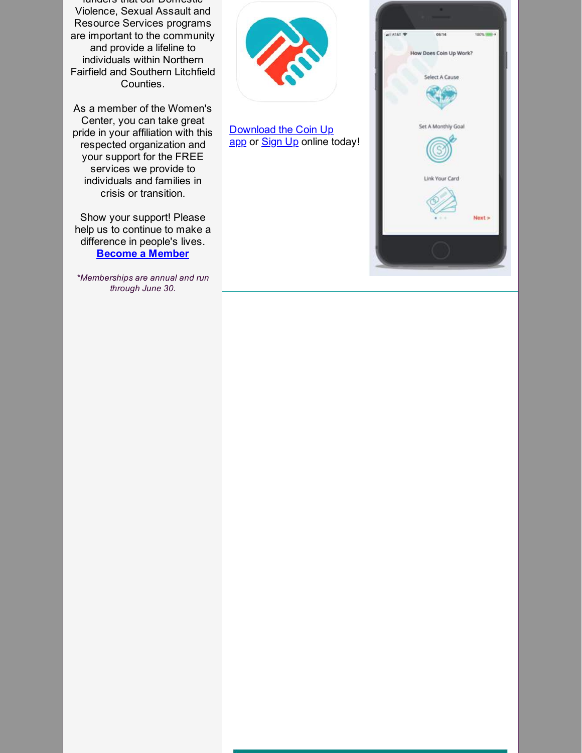funders that our Domestic Violence, Sexual Assault and Resource Services programs are important to the community and provide a lifeline to individuals within Northern Fairfield and Southern Litchfield Counties.

As a member of the Women's Center, you can take great pride in your affiliation with this respected organization and your support for the FREE services we provide to individuals and families in crisis or transition.

Show your support! Please help us to continue to make a difference in people's lives.
**Become a Member**

*\*Memberships are annual and run through June 30.*

Download the Coin Up app or Sign Up online today!

How Does Coin Up Work?

Select A Cause

Set A Monthly Goal

Link Your Card

Next >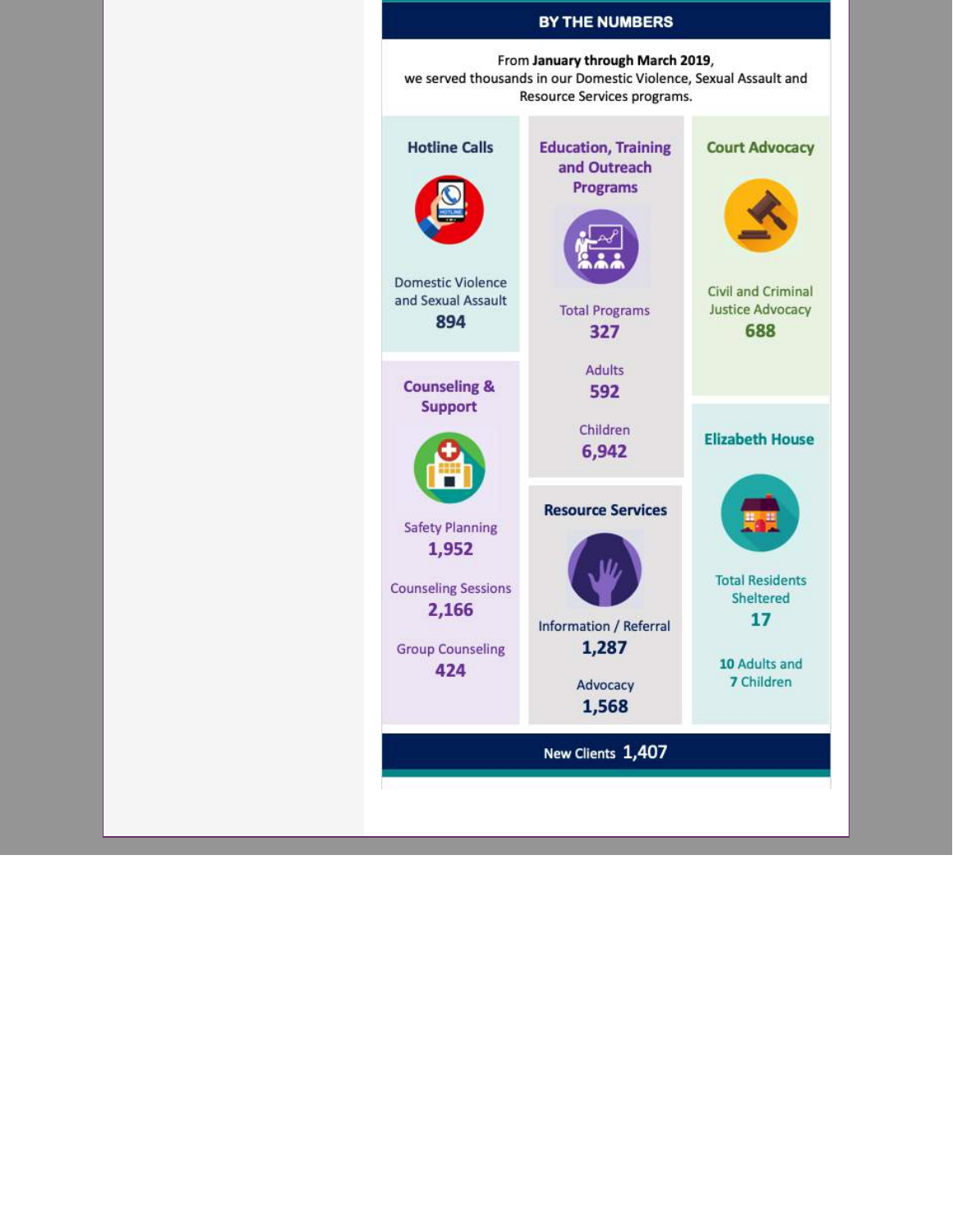## BY THE NUMBERS

From **January through March 2019**, we served thousands in our Domestic Violence, Sexual Assault and Resource Services programs.

### Hotline Calls

Domestic Violence and Sexual Assault
**894**

### Education, Training and Outreach Programs

Total Programs
**327**

Adults
**592**

Children
**6,942**

### Court Advocacy

Civil and Criminal Justice Advocacy
**688**

### Counseling & Support

Safety Planning
**1,952**

Counseling Sessions
**2,166**

Group Counseling
**424**

### Resource Services

Information / Referral
**1,287**

Advocacy
**1,568**

### Elizabeth House

Total Residents Sheltered
**17**

**10** Adults and **7** Children

**New Clients 1,407**